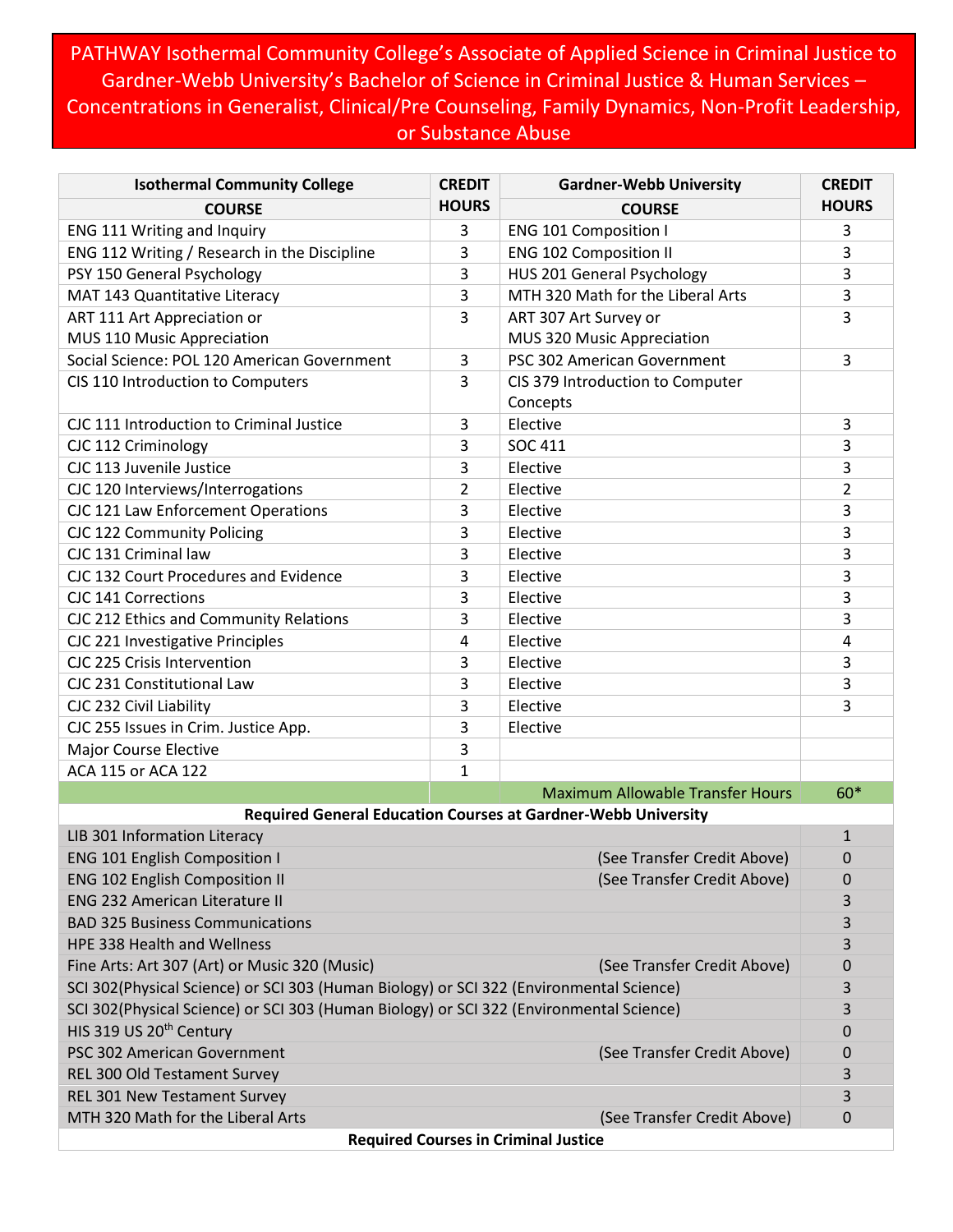# PATHWAY Isothermal Community College's Associate of Applied Science in Criminal Justice to Gardner-Webb University's Bachelor of Science in Criminal Justice & Human Services – Concentrations in Generalist, Clinical/Pre Counseling, Family Dynamics, Non-Profit Leadership, or Substance Abuse

| Isothermal Community College COURSE | CREDIT HOURS | Gardner-Webb University COURSE | CREDIT HOURS |
|---|---|---|---|
| ENG 111 Writing and Inquiry | 3 | ENG 101 Composition I | 3 |
| ENG 112 Writing / Research in the Discipline | 3 | ENG 102 Composition II | 3 |
| PSY 150 General Psychology | 3 | HUS 201 General Psychology | 3 |
| MAT 143 Quantitative Literacy | 3 | MTH 320 Math for the Liberal Arts | 3 |
| ART 111 Art Appreciation or MUS 110 Music Appreciation | 3 | ART 307 Art Survey or MUS 320 Music Appreciation | 3 |
| Social Science: POL 120 American Government | 3 | PSC 302 American Government | 3 |
| CIS 110 Introduction to Computers | 3 | CIS 379 Introduction to Computer Concepts | |
| CJC 111 Introduction to Criminal Justice | 3 | Elective | 3 |
| CJC 112 Criminology | 3 | SOC 411 | 3 |
| CJC 113 Juvenile Justice | 3 | Elective | 3 |
| CJC 120 Interviews/Interrogations | 2 | Elective | 2 |
| CJC 121 Law Enforcement Operations | 3 | Elective | 3 |
| CJC 122 Community Policing | 3 | Elective | 3 |
| CJC 131 Criminal law | 3 | Elective | 3 |
| CJC 132 Court Procedures and Evidence | 3 | Elective | 3 |
| CJC 141 Corrections | 3 | Elective | 3 |
| CJC 212 Ethics and Community Relations | 3 | Elective | 3 |
| CJC 221 Investigative Principles | 4 | Elective | 4 |
| CJC 225 Crisis Intervention | 3 | Elective | 3 |
| CJC 231 Constitutional Law | 3 | Elective | 3 |
| CJC 232 Civil Liability | 3 | Elective | 3 |
| CJC 255 Issues in Crim. Justice App. | 3 | Elective | |
| Major Course Elective | 3 | | |
| ACA 115 or ACA 122 | 1 | | |
| | | Maximum Allowable Transfer Hours | 60* |

| Required General Education Courses at Gardner-Webb University | | |
|---|---|---|
| LIB 301 Information Literacy | | 1 |
| ENG 101 English Composition I | (See Transfer Credit Above) | 0 |
| ENG 102 English Composition II | (See Transfer Credit Above) | 0 |
| ENG 232 American Literature II | | 3 |
| BAD 325 Business Communications | | 3 |
| HPE 338 Health and Wellness | | 3 |
| Fine Arts: Art 307 (Art) or Music 320 (Music) | (See Transfer Credit Above) | 0 |
| SCI 302(Physical Science) or SCI 303 (Human Biology) or SCI 322 (Environmental Science) | | 3 |
| SCI 302(Physical Science) or SCI 303 (Human Biology) or SCI 322 (Environmental Science) | | 3 |
| HIS 319 US 20th Century | | 0 |
| PSC 302 American Government | (See Transfer Credit Above) | 0 |
| REL 300 Old Testament Survey | | 3 |
| REL 301 New Testament Survey | | 3 |
| MTH 320 Math for the Liberal Arts | (See Transfer Credit Above) | 0 |

**Required Courses in Criminal Justice**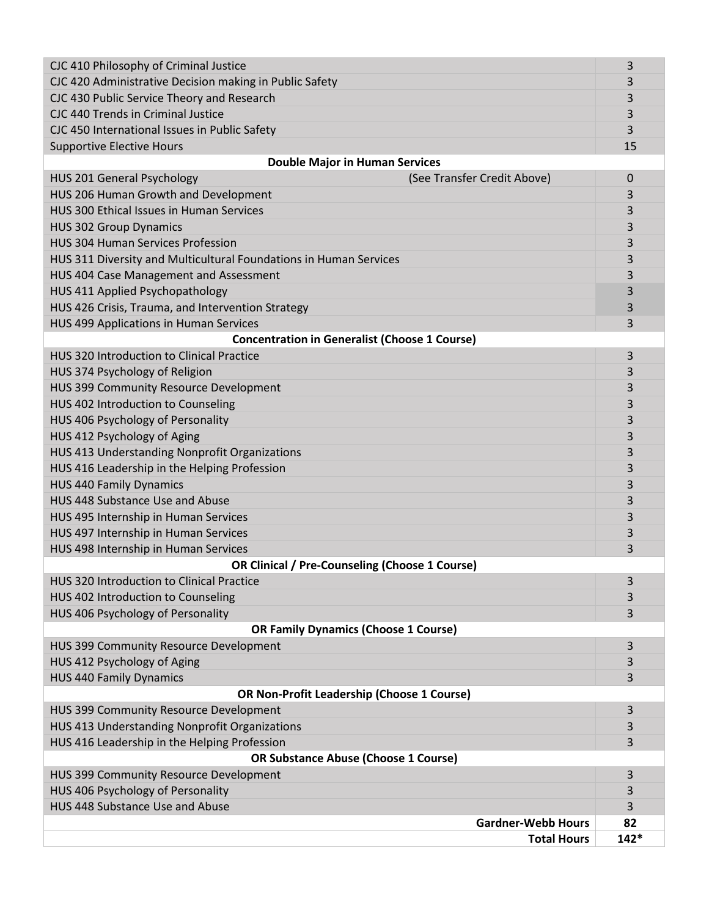| | |
|---|---|
| CJC 410 Philosophy of Criminal Justice | 3 |
| CJC 420 Administrative Decision making in Public Safety | 3 |
| CJC 430 Public Service Theory and Research | 3 |
| CJC 440 Trends in Criminal Justice | 3 |
| CJC 450 International Issues in Public Safety | 3 |
| Supportive Elective Hours | 15 |
| **Double Major in Human Services** | |
| HUS 201 General Psychology (See Transfer Credit Above) | 0 |
| HUS 206 Human Growth and Development | 3 |
| HUS 300 Ethical Issues in Human Services | 3 |
| HUS 302 Group Dynamics | 3 |
| HUS 304 Human Services Profession | 3 |
| HUS 311 Diversity and Multicultural Foundations in Human Services | 3 |
| HUS 404 Case Management and Assessment | 3 |
| HUS 411 Applied Psychopathology | 3 |
| HUS 426 Crisis, Trauma, and Intervention Strategy | 3 |
| HUS 499 Applications in Human Services | 3 |
| **Concentration in Generalist (Choose 1 Course)** | |
| HUS 320 Introduction to Clinical Practice | 3 |
| HUS 374 Psychology of Religion | 3 |
| HUS 399 Community Resource Development | 3 |
| HUS 402 Introduction to Counseling | 3 |
| HUS 406 Psychology of Personality | 3 |
| HUS 412 Psychology of Aging | 3 |
| HUS 413 Understanding Nonprofit Organizations | 3 |
| HUS 416 Leadership in the Helping Profession | 3 |
| HUS 440 Family Dynamics | 3 |
| HUS 448 Substance Use and Abuse | 3 |
| HUS 495 Internship in Human Services | 3 |
| HUS 497 Internship in Human Services | 3 |
| HUS 498 Internship in Human Services | 3 |
| **OR Clinical / Pre-Counseling (Choose 1 Course)** | |
| HUS 320 Introduction to Clinical Practice | 3 |
| HUS 402 Introduction to Counseling | 3 |
| HUS 406 Psychology of Personality | 3 |
| **OR Family Dynamics (Choose 1 Course)** | |
| HUS 399 Community Resource Development | 3 |
| HUS 412 Psychology of Aging | 3 |
| HUS 440 Family Dynamics | 3 |
| **OR Non-Profit Leadership (Choose 1 Course)** | |
| HUS 399 Community Resource Development | 3 |
| HUS 413 Understanding Nonprofit Organizations | 3 |
| HUS 416 Leadership in the Helping Profession | 3 |
| **OR Substance Abuse (Choose 1 Course)** | |
| HUS 399 Community Resource Development | 3 |
| HUS 406 Psychology of Personality | 3 |
| HUS 448 Substance Use and Abuse | 3 |
| **Gardner-Webb Hours** | **82** |
| **Total Hours** | **142*** |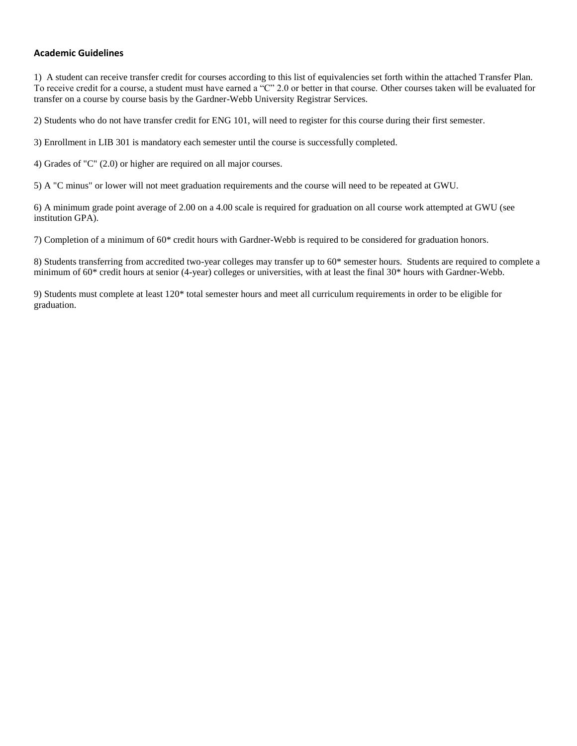**Academic Guidelines**

1) A student can receive transfer credit for courses according to this list of equivalencies set forth within the attached Transfer Plan. To receive credit for a course, a student must have earned a "C" 2.0 or better in that course. Other courses taken will be evaluated for transfer on a course by course basis by the Gardner-Webb University Registrar Services.

2) Students who do not have transfer credit for ENG 101, will need to register for this course during their first semester.

3) Enrollment in LIB 301 is mandatory each semester until the course is successfully completed.

4) Grades of "C" (2.0) or higher are required on all major courses.

5) A "C minus" or lower will not meet graduation requirements and the course will need to be repeated at GWU.

6) A minimum grade point average of 2.00 on a 4.00 scale is required for graduation on all course work attempted at GWU (see institution GPA).

7) Completion of a minimum of 60* credit hours with Gardner-Webb is required to be considered for graduation honors.

8) Students transferring from accredited two-year colleges may transfer up to 60* semester hours. Students are required to complete a minimum of 60* credit hours at senior (4-year) colleges or universities, with at least the final 30* hours with Gardner-Webb.

9) Students must complete at least 120* total semester hours and meet all curriculum requirements in order to be eligible for graduation.